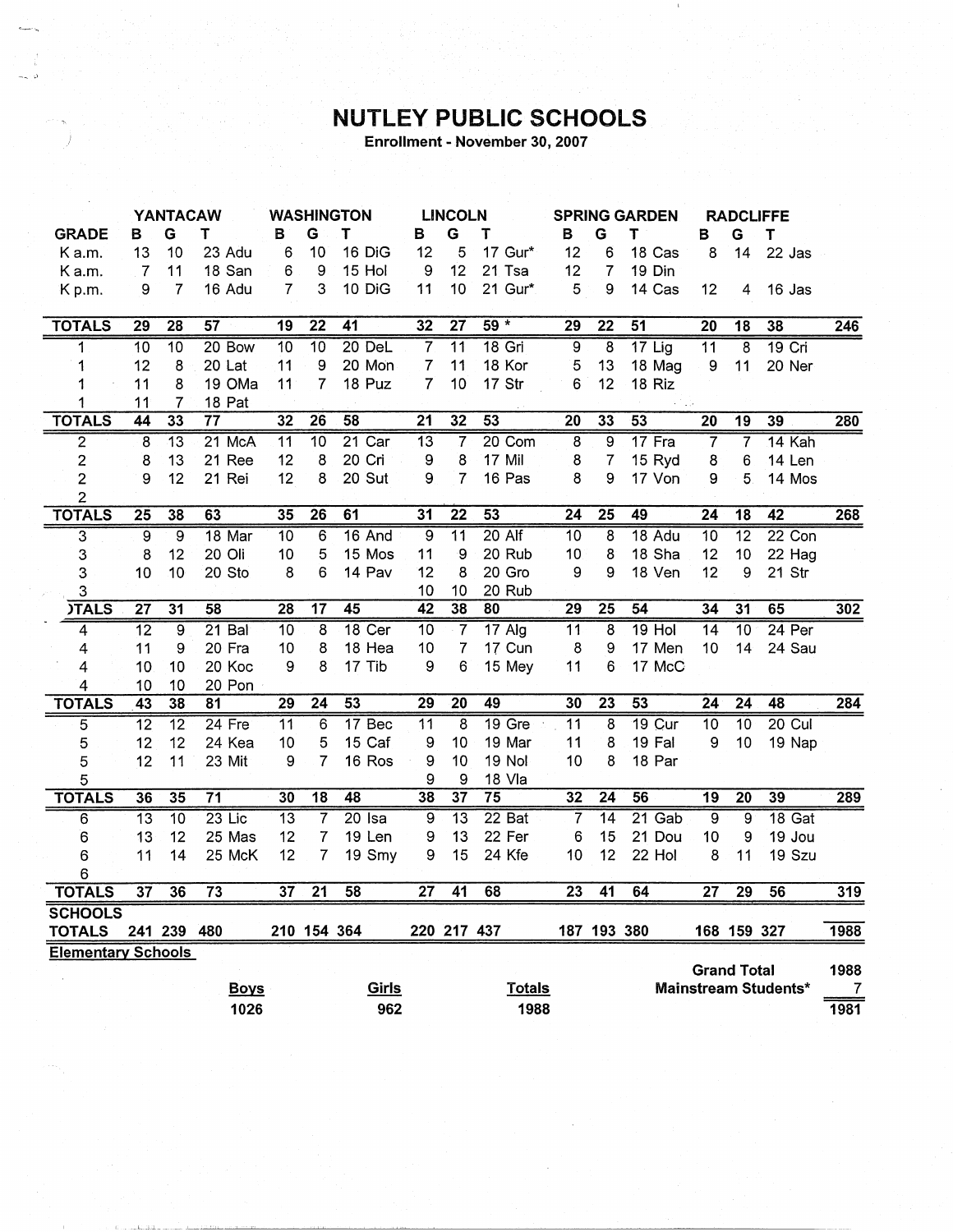# NUTLEY PUBLIC SCHOOLS

**Enrollment - November 30, 2007**

| GRADE | YANTACAW B | G | T | | WASHINGTON B | G | T | | LINCOLN B | G | T | | SPRING GARDEN B | G | T | | RADCLIFFE B | G | T | | |
|---|---|---|---|---|---|---|---|---|---|---|---|---|---|---|---|---|---|---|---|---|---|
| K a.m. | 13 | 10 | 23 | Adu | 6 | 10 | 16 | DiG | 12 | 5 | 17 | Gur* | 12 | 6 | 18 | Cas | 8 | 14 | 22 | Jas | |
| K a.m. | 7 | 11 | 18 | San | 6 | 9 | 15 | Hol | 9 | 12 | 21 | Tsa | 12 | 7 | 19 | Din | | | | | |
| K p.m. | 9 | 7 | 16 | Adu | 7 | 3 | 10 | DiG | 11 | 10 | 21 | Gur* | 5 | 9 | 14 | Cas | 12 | 4 | 16 | Jas | |
| **TOTALS** | **29** | **28** | **57** | | **19** | **22** | **41** | | **32** | **27** | **59 *** | | **29** | **22** | **51** | | **20** | **18** | **38** | | **246** |
| 1 | 10 | 10 | 20 | Bow | 10 | 10 | 20 | DeL | 7 | 11 | 18 | Gri | 9 | 8 | 17 | Lig | 11 | 8 | 19 | Cri | |
| 1 | 12 | 8 | 20 | Lat | 11 | 9 | 20 | Mon | 7 | 11 | 18 | Kor | 5 | 13 | 18 | Mag | 9 | 11 | 20 | Ner | |
| 1 | 11 | 8 | 19 | OMa | 11 | 7 | 18 | Puz | 7 | 10 | 17 | Str | 6 | 12 | 18 | Riz | | | | | |
| 1 | 11 | 7 | 18 | Pat | | | | | | | | | | | | | | | | | |
| **TOTALS** | **44** | **33** | **77** | | **32** | **26** | **58** | | **21** | **32** | **53** | | **20** | **33** | **53** | | **20** | **19** | **39** | | **280** |
| 2 | 8 | 13 | 21 | McA | 11 | 10 | 21 | Car | 13 | 7 | 20 | Com | 8 | 9 | 17 | Fra | 7 | 7 | 14 | Kah | |
| 2 | 8 | 13 | 21 | Ree | 12 | 8 | 20 | Cri | 9 | 8 | 17 | Mil | 8 | 7 | 15 | Ryd | 8 | 6 | 14 | Len | |
| 2 | 9 | 12 | 21 | Rei | 12 | 8 | 20 | Sut | 9 | 7 | 16 | Pas | 8 | 9 | 17 | Von | 9 | 5 | 14 | Mos | |
| 2 | | | | | | | | | | | | | | | | | | | | | |
| **TOTALS** | **25** | **38** | **63** | | **35** | **26** | **61** | | **31** | **22** | **53** | | **24** | **25** | **49** | | **24** | **18** | **42** | | **268** |
| 3 | 9 | 9 | 18 | Mar | 10 | 6 | 16 | And | 9 | 11 | 20 | Alf | 10 | 8 | 18 | Adu | 10 | 12 | 22 | Con | |
| 3 | 8 | 12 | 20 | Oli | 10 | 5 | 15 | Mos | 11 | 9 | 20 | Rub | 10 | 8 | 18 | Sha | 12 | 10 | 22 | Hag | |
| 3 | 10 | 10 | 20 | Sto | 8 | 6 | 14 | Pav | 12 | 8 | 20 | Gro | 9 | 9 | 18 | Ven | 12 | 9 | 21 | Str | |
| 3 | | | | | | | | | 10 | 10 | 20 | Rub | | | | | | | | | |
| **TOTALS** | **27** | **31** | **58** | | **28** | **17** | **45** | | **42** | **38** | **80** | | **29** | **25** | **54** | | **34** | **31** | **65** | | **302** |
| 4 | 12 | 9 | 21 | Bal | 10 | 8 | 18 | Cer | 10 | 7 | 17 | Alg | 11 | 8 | 19 | Hol | 14 | 10 | 24 | Per | |
| 4 | 11 | 9 | 20 | Fra | 10 | 8 | 18 | Hea | 10 | 7 | 17 | Cun | 8 | 9 | 17 | Men | 10 | 14 | 24 | Sau | |
| 4 | 10 | 10 | 20 | Koc | 9 | 8 | 17 | Tib | 9 | 6 | 15 | Mey | 11 | 6 | 17 | McC | | | | | |
| 4 | 10 | 10 | 20 | Pon | | | | | | | | | | | | | | | | | |
| **TOTALS** | **43** | **38** | **81** | | **29** | **24** | **53** | | **29** | **20** | **49** | | **30** | **23** | **53** | | **24** | **24** | **48** | | **284** |
| 5 | 12 | 12 | 24 | Fre | 11 | 6 | 17 | Bec | 11 | 8 | 19 | Gre | 11 | 8 | 19 | Cur | 10 | 10 | 20 | Cul | |
| 5 | 12 | 12 | 24 | Kea | 10 | 5 | 15 | Caf | 9 | 10 | 19 | Mar | 11 | 8 | 19 | Fal | 9 | 10 | 19 | Nap | |
| 5 | 12 | 11 | 23 | Mit | 9 | 7 | 16 | Ros | 9 | 10 | 19 | Nol | 10 | 8 | 18 | Par | | | | | |
| 5 | | | | | | | | | 9 | 9 | 18 | Vla | | | | | | | | | |
| **TOTALS** | **36** | **35** | **71** | | **30** | **18** | **48** | | **38** | **37** | **75** | | **32** | **24** | **56** | | **19** | **20** | **39** | | **289** |
| 6 | 13 | 10 | 23 | Lic | 13 | 7 | 20 | Isa | 9 | 13 | 22 | Bat | 7 | 14 | 21 | Gab | 9 | 9 | 18 | Gat | |
| 6 | 13 | 12 | 25 | Mas | 12 | 7 | 19 | Len | 9 | 13 | 22 | Fer | 6 | 15 | 21 | Dou | 10 | 9 | 19 | Jou | |
| 6 | 11 | 14 | 25 | McK | 12 | 7 | 19 | Smy | 9 | 15 | 24 | Kfe | 10 | 12 | 22 | Hol | 8 | 11 | 19 | Szu | |
| 6 | | | | | | | | | | | | | | | | | | | | | |
| **TOTALS** | **37** | **36** | **73** | | **37** | **21** | **58** | | **27** | **41** | **68** | | **23** | **41** | **64** | | **27** | **29** | **56** | | **319** |
| **SCHOOLS TOTALS** | **241** | **239** | **480** | | **210** | **154** | **364** | | **220** | **217** | **437** | | **187** | **193** | **380** | | **168** | **159** | **327** | | **1988** |

**Elementary Schools**

| Boys | Girls | Totals |
|---|---|---|
| 1026 | 962 | 1988 |

| | |
|---|---|
| **Grand Total** | **1988** |
| **Mainstream Students*** | **7** |
| | **1981** |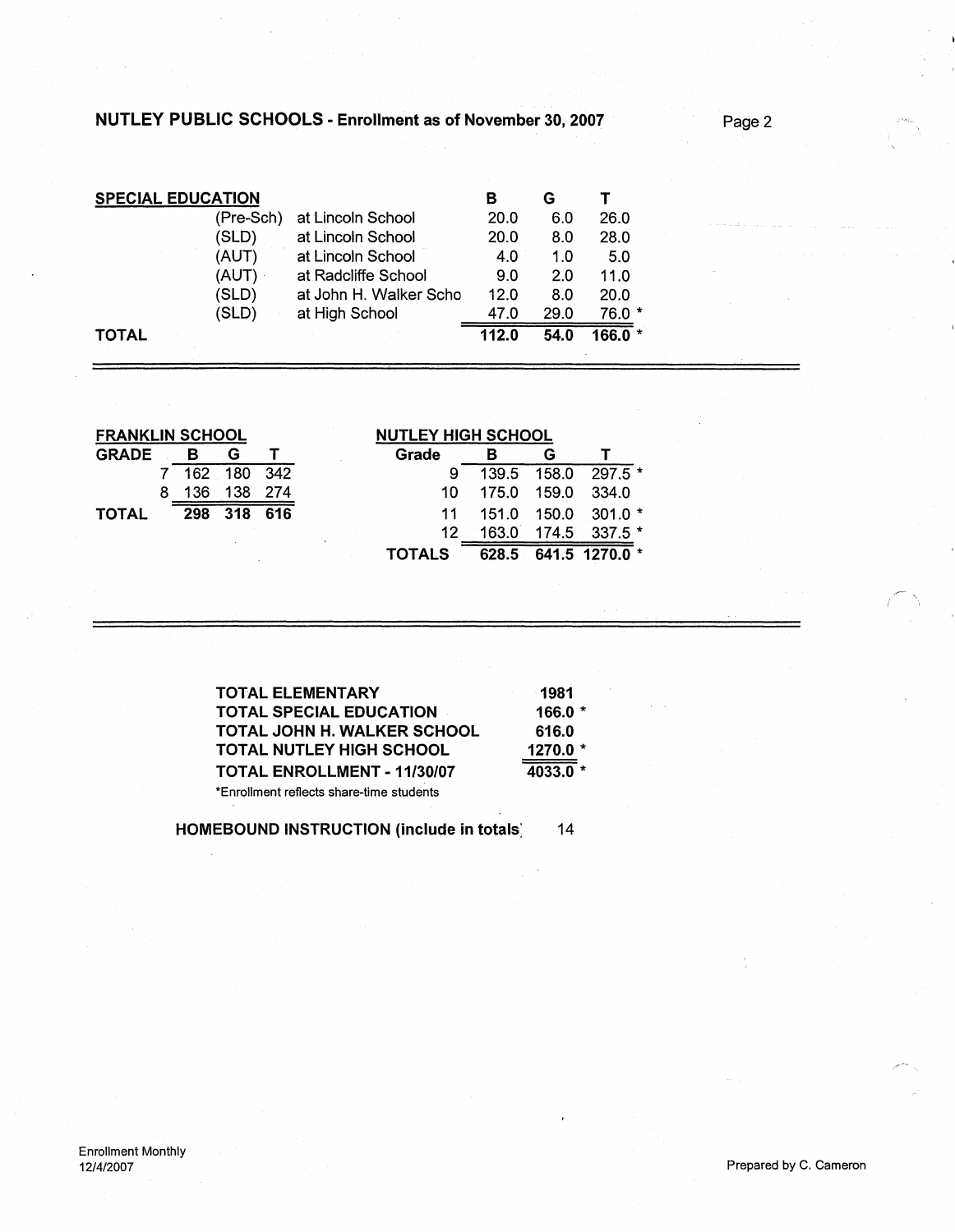## NUTLEY PUBLIC SCHOOLS - Enrollment as of November 30, 2007

| SPECIAL EDUCATION | | | B | G | T |
|---|---|---|---|---|---|
| | (Pre-Sch) | at Lincoln School | 20.0 | 6.0 | 26.0 |
| | (SLD) | at Lincoln School | 20.0 | 8.0 | 28.0 |
| | (AUT) | at Lincoln School | 4.0 | 1.0 | 5.0 |
| | (AUT) | at Radcliffe School | 9.0 | 2.0 | 11.0 |
| | (SLD) | at John H. Walker Scho | 12.0 | 8.0 | 20.0 |
| | (SLD) | at High School | 47.0 | 29.0 | 76.0 * |
| **TOTAL** | | | **112.0** | **54.0** | **166.0 *** |

**FRANKLIN SCHOOL**

| GRADE | B | G | T |
|---|---|---|---|
| 7 | 162 | 180 | 342 |
| 8 | 136 | 138 | 274 |
| **TOTAL** | **298** | **318** | **616** |

**NUTLEY HIGH SCHOOL**

| Grade | B | G | T |
|---|---|---|---|
| 9 | 139.5 | 158.0 | 297.5 * |
| 10 | 175.0 | 159.0 | 334.0 |
| 11 | 151.0 | 150.0 | 301.0 * |
| 12 | 163.0 | 174.5 | 337.5 * |
| **TOTALS** | **628.5** | **641.5** | **1270.0 *** |

| | |
|---|---|
| **TOTAL ELEMENTARY** | **1981** |
| **TOTAL SPECIAL EDUCATION** | **166.0 *** |
| **TOTAL JOHN H. WALKER SCHOOL** | **616.0** |
| **TOTAL NUTLEY HIGH SCHOOL** | **1270.0 *** |
| **TOTAL ENROLLMENT - 11/30/07** | **4033.0 *** |

*Enrollment reflects share-time students

**HOMEBOUND INSTRUCTION (include in totals)** 14

Enrollment Monthly
12/4/2007

Prepared by C. Cameron